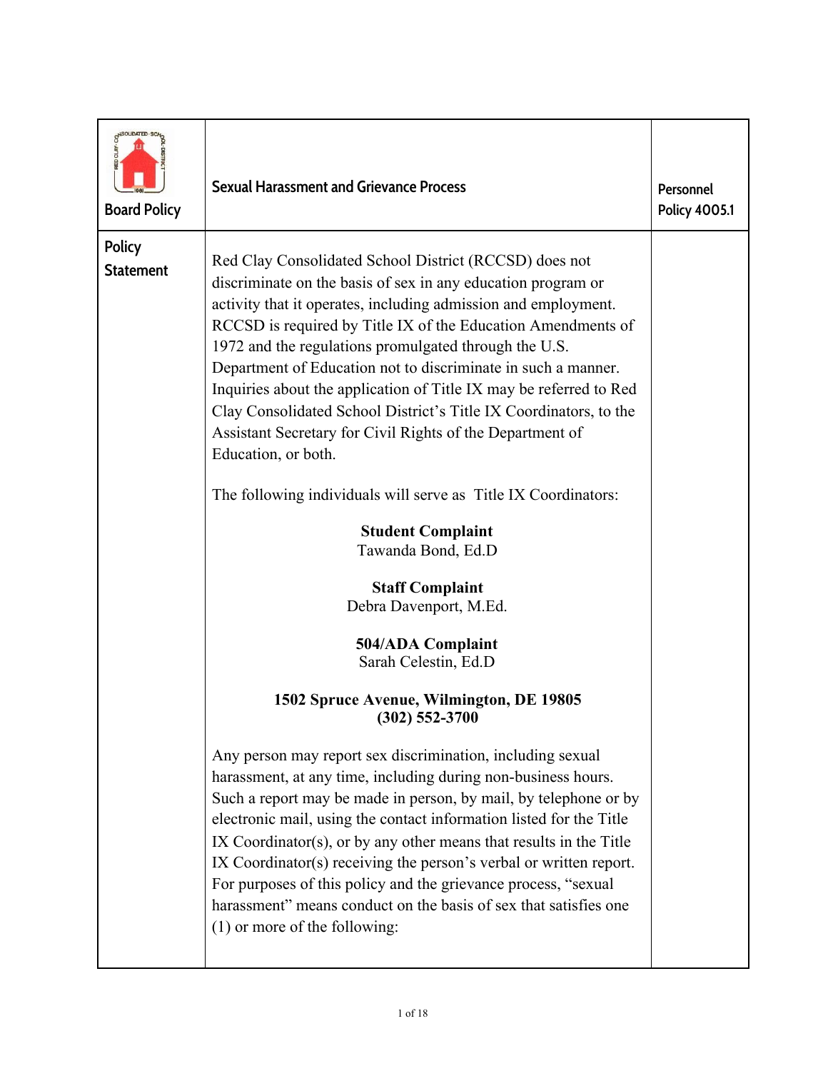**Board Policy**

# Sexual Harassment and Grievance Process

**Personnel Policy 4005.1**

## Policy Statement

Red Clay Consolidated School District (RCCSD) does not discriminate on the basis of sex in any education program or activity that it operates, including admission and employment. RCCSD is required by Title IX of the Education Amendments of 1972 and the regulations promulgated through the U.S. Department of Education not to discriminate in such a manner. Inquiries about the application of Title IX may be referred to Red Clay Consolidated School District's Title IX Coordinators, to the Assistant Secretary for Civil Rights of the Department of Education, or both.

The following individuals will serve as Title IX Coordinators:

**Student Complaint**
Tawanda Bond, Ed.D

**Staff Complaint**
Debra Davenport, M.Ed.

**504/ADA Complaint**
Sarah Celestin, Ed.D

**1502 Spruce Avenue, Wilmington, DE 19805**
**(302) 552-3700**

Any person may report sex discrimination, including sexual harassment, at any time, including during non-business hours. Such a report may be made in person, by mail, by telephone or by electronic mail, using the contact information listed for the Title IX Coordinator(s), or by any other means that results in the Title IX Coordinator(s) receiving the person's verbal or written report. For purposes of this policy and the grievance process, "sexual harassment" means conduct on the basis of sex that satisfies one (1) or more of the following: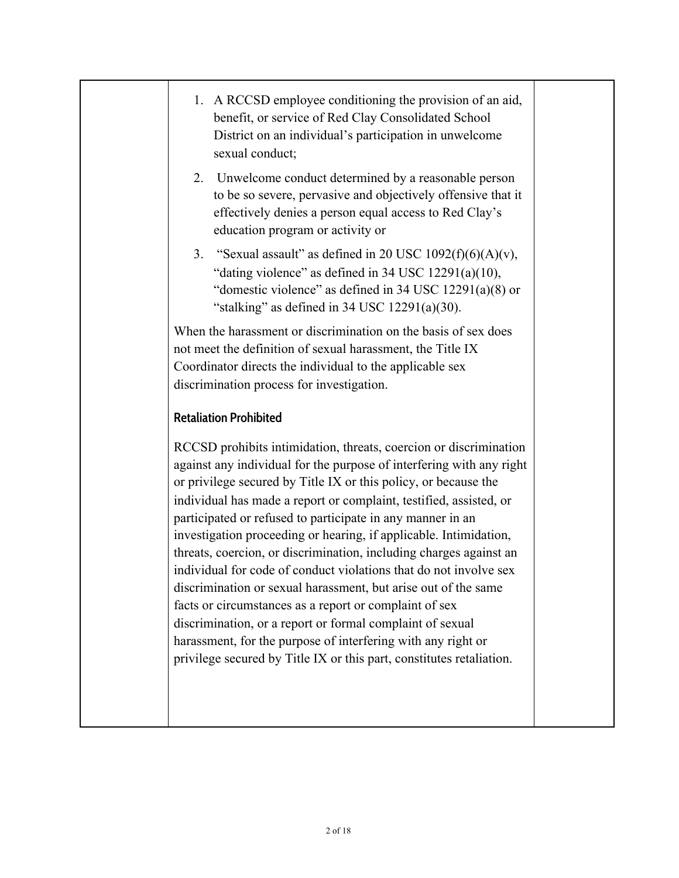1. A RCCSD employee conditioning the provision of an aid, benefit, or service of Red Clay Consolidated School District on an individual's participation in unwelcome sexual conduct;
2. Unwelcome conduct determined by a reasonable person to be so severe, pervasive and objectively offensive that it effectively denies a person equal access to Red Clay's education program or activity or
3. "Sexual assault" as defined in 20 USC 1092(f)(6)(A)(v), "dating violence" as defined in 34 USC 12291(a)(10), "domestic violence" as defined in 34 USC 12291(a)(8) or "stalking" as defined in 34 USC 12291(a)(30).

When the harassment or discrimination on the basis of sex does not meet the definition of sexual harassment, the Title IX Coordinator directs the individual to the applicable sex discrimination process for investigation.

### Retaliation Prohibited

RCCSD prohibits intimidation, threats, coercion or discrimination against any individual for the purpose of interfering with any right or privilege secured by Title IX or this policy, or because the individual has made a report or complaint, testified, assisted, or participated or refused to participate in any manner in an investigation proceeding or hearing, if applicable. Intimidation, threats, coercion, or discrimination, including charges against an individual for code of conduct violations that do not involve sex discrimination or sexual harassment, but arise out of the same facts or circumstances as a report or complaint of sex discrimination, or a report or formal complaint of sexual harassment, for the purpose of interfering with any right or privilege secured by Title IX or this part, constitutes retaliation.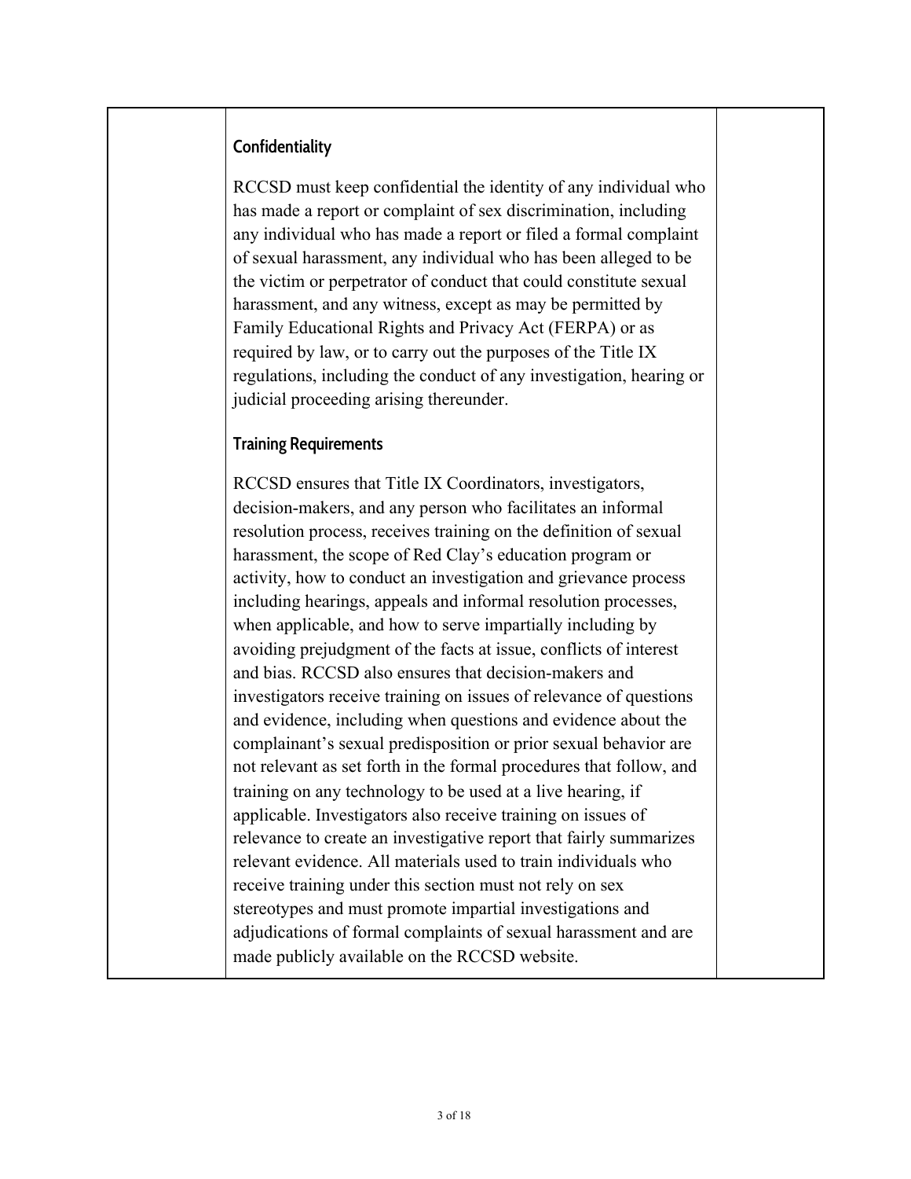### Confidentiality

RCCSD must keep confidential the identity of any individual who has made a report or complaint of sex discrimination, including any individual who has made a report or filed a formal complaint of sexual harassment, any individual who has been alleged to be the victim or perpetrator of conduct that could constitute sexual harassment, and any witness, except as may be permitted by Family Educational Rights and Privacy Act (FERPA) or as required by law, or to carry out the purposes of the Title IX regulations, including the conduct of any investigation, hearing or judicial proceeding arising thereunder.

### Training Requirements

RCCSD ensures that Title IX Coordinators, investigators, decision-makers, and any person who facilitates an informal resolution process, receives training on the definition of sexual harassment, the scope of Red Clay's education program or activity, how to conduct an investigation and grievance process including hearings, appeals and informal resolution processes, when applicable, and how to serve impartially including by avoiding prejudgment of the facts at issue, conflicts of interest and bias. RCCSD also ensures that decision-makers and investigators receive training on issues of relevance of questions and evidence, including when questions and evidence about the complainant's sexual predisposition or prior sexual behavior are not relevant as set forth in the formal procedures that follow, and training on any technology to be used at a live hearing, if applicable. Investigators also receive training on issues of relevance to create an investigative report that fairly summarizes relevant evidence. All materials used to train individuals who receive training under this section must not rely on sex stereotypes and must promote impartial investigations and adjudications of formal complaints of sexual harassment and are made publicly available on the RCCSD website.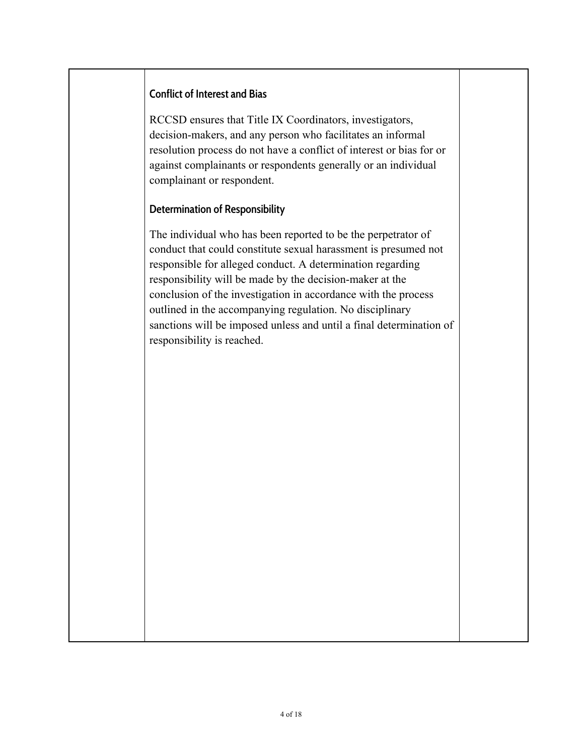### Conflict of Interest and Bias

RCCSD ensures that Title IX Coordinators, investigators, decision-makers, and any person who facilitates an informal resolution process do not have a conflict of interest or bias for or against complainants or respondents generally or an individual complainant or respondent.

### Determination of Responsibility

The individual who has been reported to be the perpetrator of conduct that could constitute sexual harassment is presumed not responsible for alleged conduct. A determination regarding responsibility will be made by the decision-maker at the conclusion of the investigation in accordance with the process outlined in the accompanying regulation. No disciplinary sanctions will be imposed unless and until a final determination of responsibility is reached.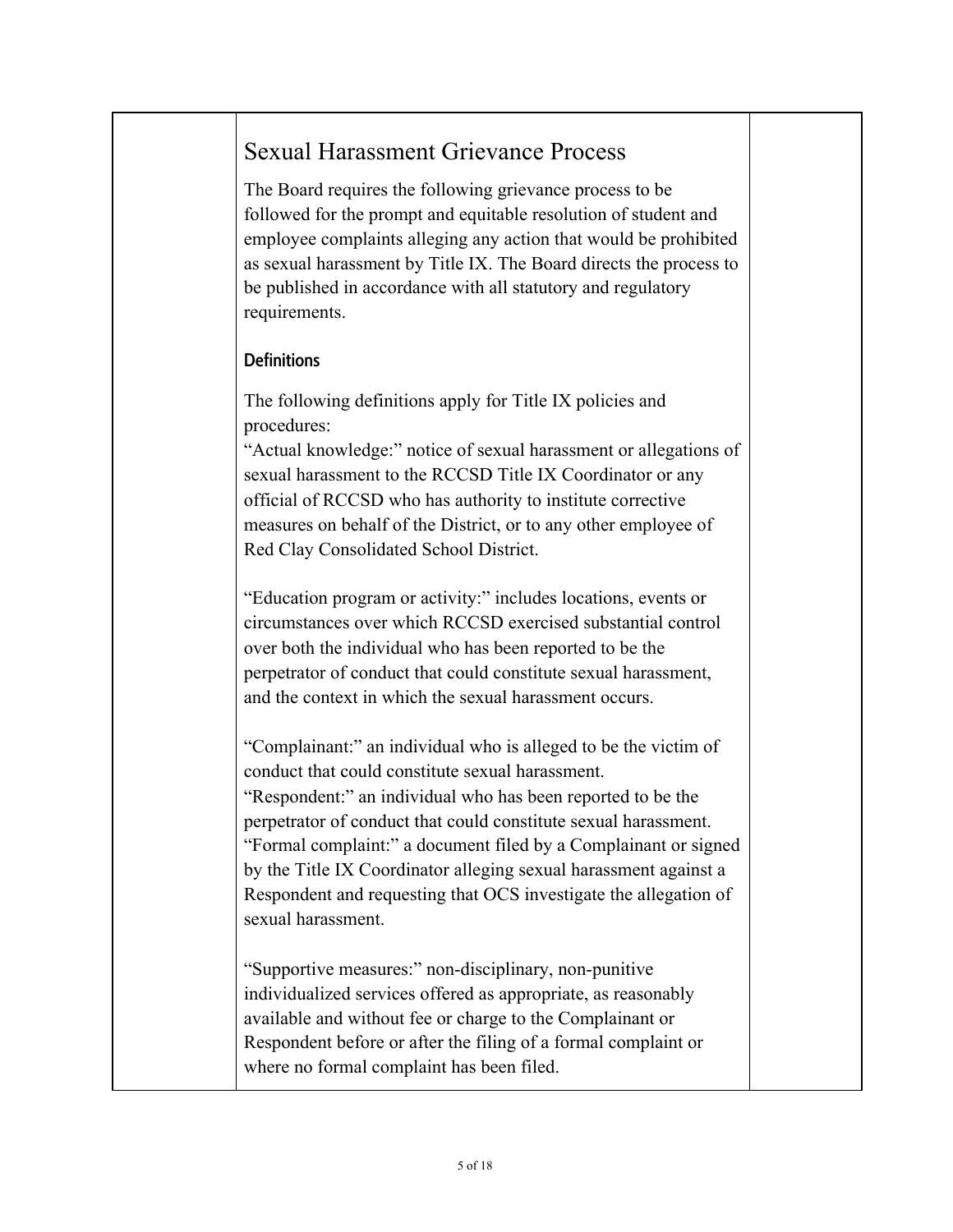## Sexual Harassment Grievance Process

The Board requires the following grievance process to be followed for the prompt and equitable resolution of student and employee complaints alleging any action that would be prohibited as sexual harassment by Title IX. The Board directs the process to be published in accordance with all statutory and regulatory requirements.

### Definitions

The following definitions apply for Title IX policies and procedures:
"Actual knowledge:" notice of sexual harassment or allegations of sexual harassment to the RCCSD Title IX Coordinator or any official of RCCSD who has authority to institute corrective measures on behalf of the District, or to any other employee of Red Clay Consolidated School District.

"Education program or activity:" includes locations, events or circumstances over which RCCSD exercised substantial control over both the individual who has been reported to be the perpetrator of conduct that could constitute sexual harassment, and the context in which the sexual harassment occurs.

"Complainant:" an individual who is alleged to be the victim of conduct that could constitute sexual harassment.
"Respondent:" an individual who has been reported to be the perpetrator of conduct that could constitute sexual harassment.
"Formal complaint:" a document filed by a Complainant or signed by the Title IX Coordinator alleging sexual harassment against a Respondent and requesting that OCS investigate the allegation of sexual harassment.

"Supportive measures:" non-disciplinary, non-punitive individualized services offered as appropriate, as reasonably available and without fee or charge to the Complainant or Respondent before or after the filing of a formal complaint or where no formal complaint has been filed.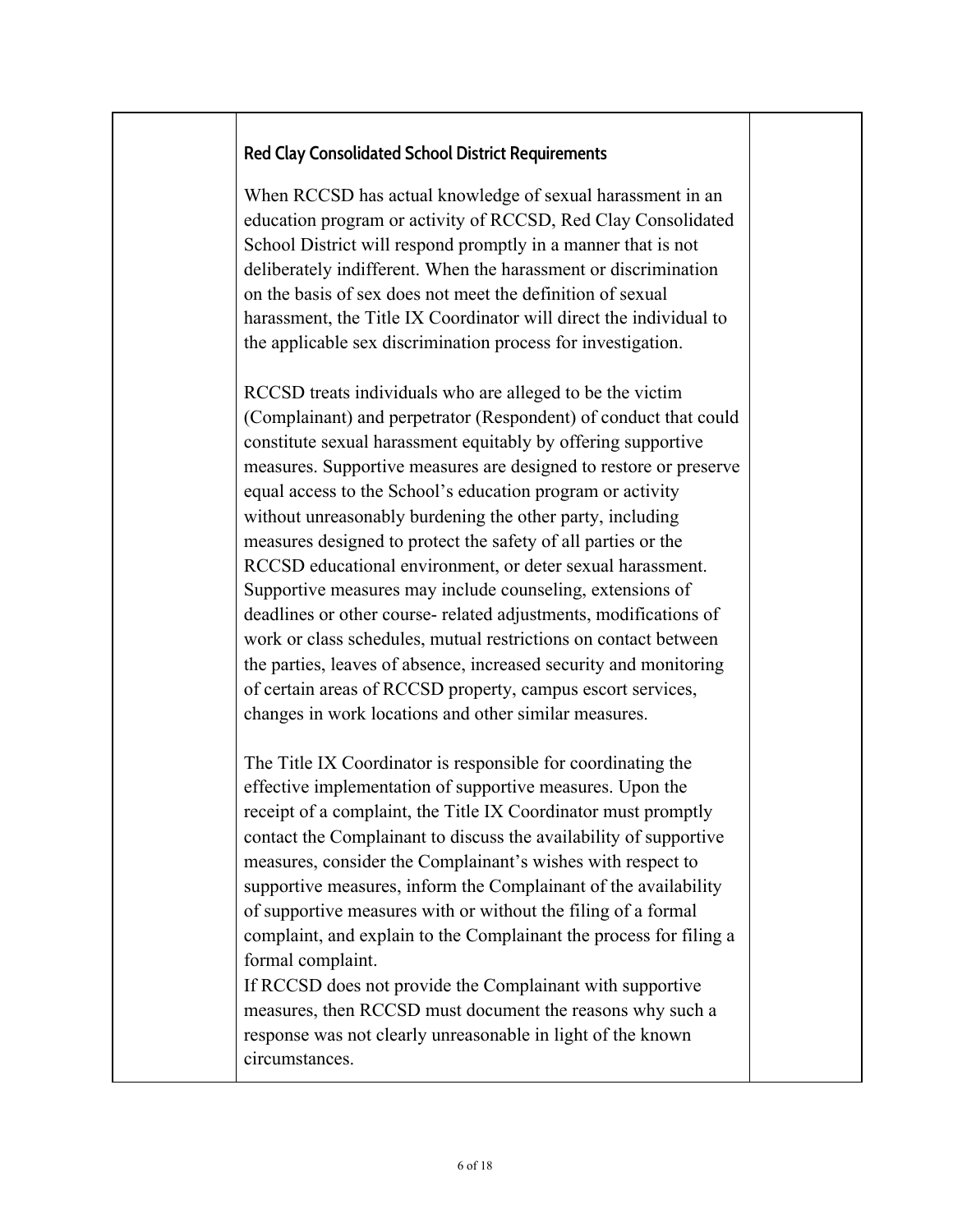### Red Clay Consolidated School District Requirements

When RCCSD has actual knowledge of sexual harassment in an education program or activity of RCCSD, Red Clay Consolidated School District will respond promptly in a manner that is not deliberately indifferent. When the harassment or discrimination on the basis of sex does not meet the definition of sexual harassment, the Title IX Coordinator will direct the individual to the applicable sex discrimination process for investigation.

RCCSD treats individuals who are alleged to be the victim (Complainant) and perpetrator (Respondent) of conduct that could constitute sexual harassment equitably by offering supportive measures. Supportive measures are designed to restore or preserve equal access to the School's education program or activity without unreasonably burdening the other party, including measures designed to protect the safety of all parties or the RCCSD educational environment, or deter sexual harassment. Supportive measures may include counseling, extensions of deadlines or other course- related adjustments, modifications of work or class schedules, mutual restrictions on contact between the parties, leaves of absence, increased security and monitoring of certain areas of RCCSD property, campus escort services, changes in work locations and other similar measures.

The Title IX Coordinator is responsible for coordinating the effective implementation of supportive measures. Upon the receipt of a complaint, the Title IX Coordinator must promptly contact the Complainant to discuss the availability of supportive measures, consider the Complainant's wishes with respect to supportive measures, inform the Complainant of the availability of supportive measures with or without the filing of a formal complaint, and explain to the Complainant the process for filing a formal complaint.

If RCCSD does not provide the Complainant with supportive measures, then RCCSD must document the reasons why such a response was not clearly unreasonable in light of the known circumstances.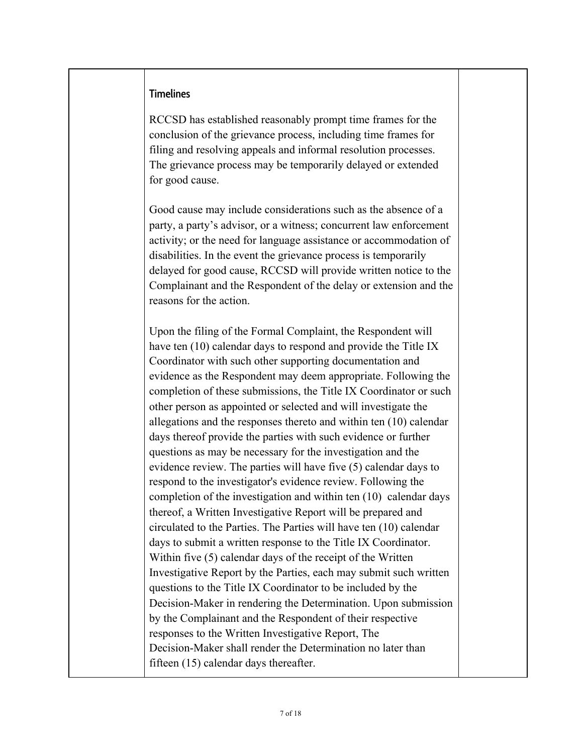### Timelines

RCCSD has established reasonably prompt time frames for the conclusion of the grievance process, including time frames for filing and resolving appeals and informal resolution processes. The grievance process may be temporarily delayed or extended for good cause.

Good cause may include considerations such as the absence of a party, a party's advisor, or a witness; concurrent law enforcement activity; or the need for language assistance or accommodation of disabilities. In the event the grievance process is temporarily delayed for good cause, RCCSD will provide written notice to the Complainant and the Respondent of the delay or extension and the reasons for the action.

Upon the filing of the Formal Complaint, the Respondent will have ten (10) calendar days to respond and provide the Title IX Coordinator with such other supporting documentation and evidence as the Respondent may deem appropriate. Following the completion of these submissions, the Title IX Coordinator or such other person as appointed or selected and will investigate the allegations and the responses thereto and within ten (10) calendar days thereof provide the parties with such evidence or further questions as may be necessary for the investigation and the evidence review. The parties will have five (5) calendar days to respond to the investigator's evidence review. Following the completion of the investigation and within ten (10) calendar days thereof, a Written Investigative Report will be prepared and circulated to the Parties. The Parties will have ten (10) calendar days to submit a written response to the Title IX Coordinator. Within five (5) calendar days of the receipt of the Written Investigative Report by the Parties, each may submit such written questions to the Title IX Coordinator to be included by the Decision-Maker in rendering the Determination. Upon submission by the Complainant and the Respondent of their respective responses to the Written Investigative Report, The Decision-Maker shall render the Determination no later than fifteen (15) calendar days thereafter.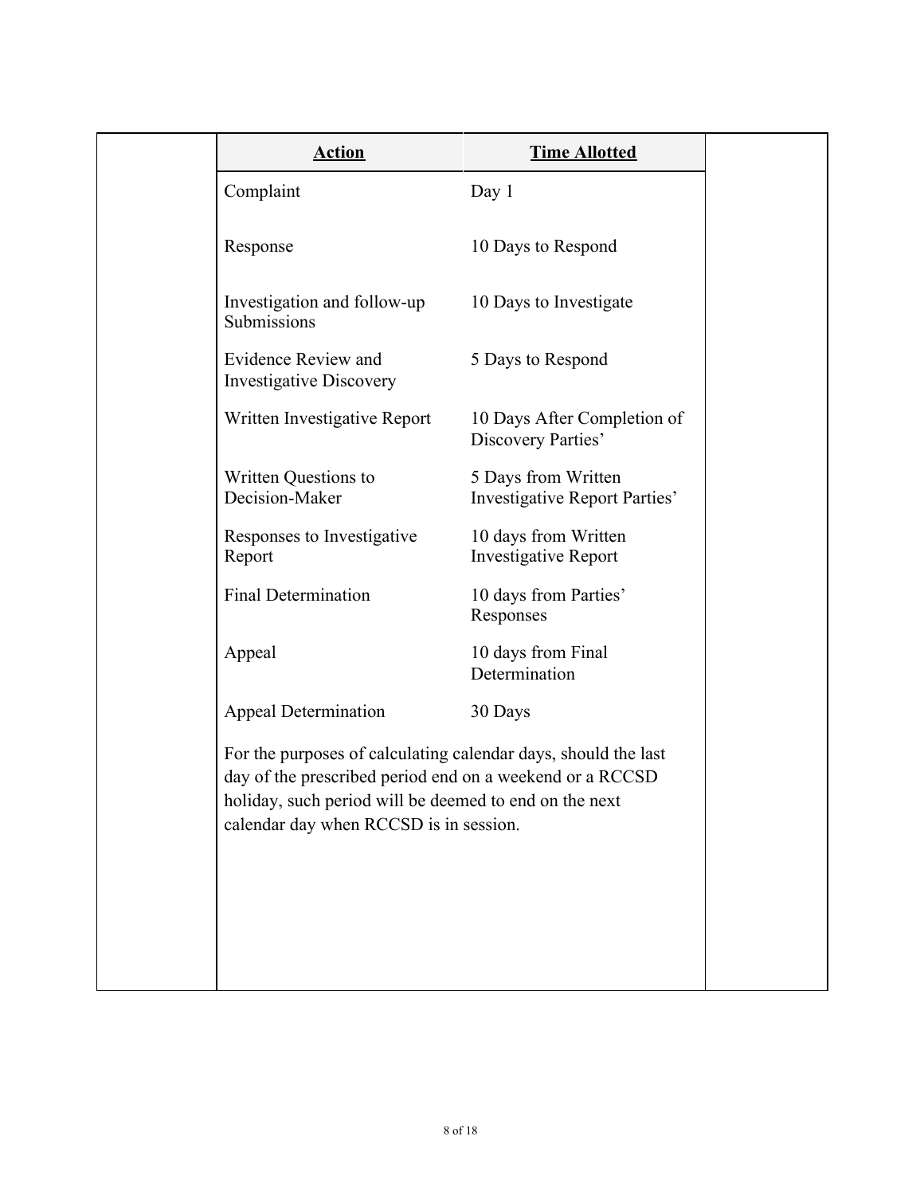| Action | Time Allotted |
|---|---|
| Complaint | Day 1 |
| Response | 10 Days to Respond |
| Investigation and follow-up Submissions | 10 Days to Investigate |
| Evidence Review and Investigative Discovery | 5 Days to Respond |
| Written Investigative Report | 10 Days After Completion of Discovery Parties' |
| Written Questions to Decision-Maker | 5 Days from Written Investigative Report Parties' |
| Responses to Investigative Report | 10 days from Written Investigative Report |
| Final Determination | 10 days from Parties' Responses |
| Appeal | 10 days from Final Determination |
| Appeal Determination | 30 Days |

For the purposes of calculating calendar days, should the last day of the prescribed period end on a weekend or a RCCSD holiday, such period will be deemed to end on the next calendar day when RCCSD is in session.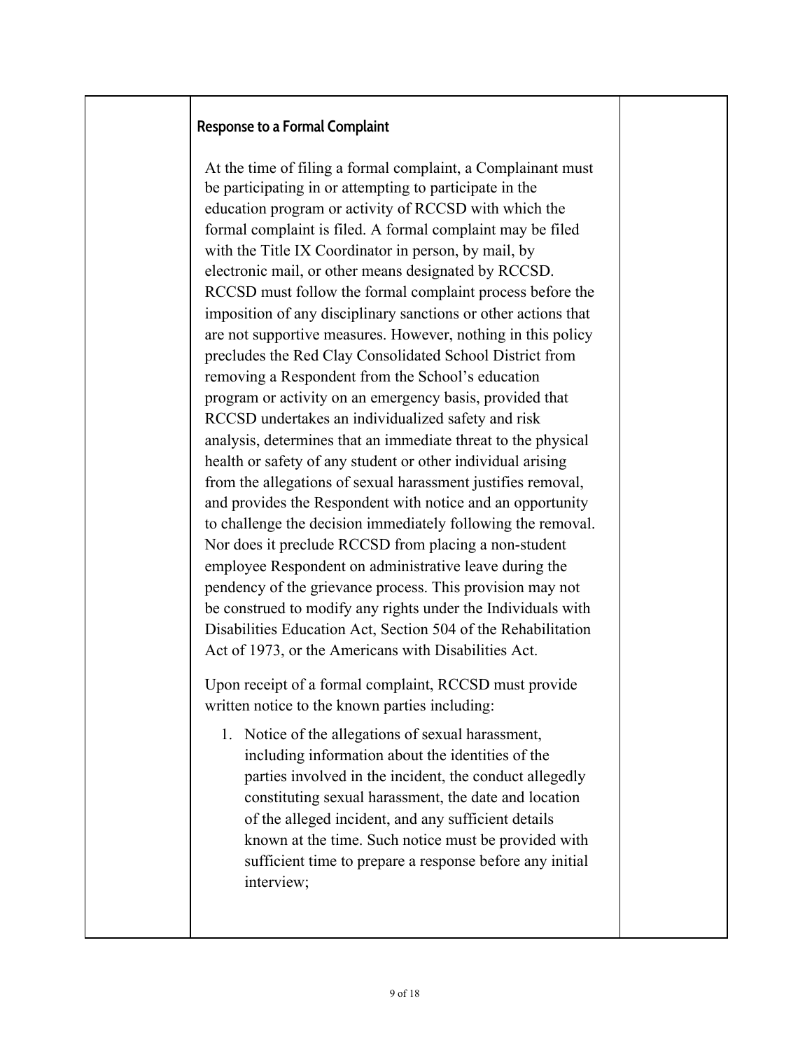### Response to a Formal Complaint

At the time of filing a formal complaint, a Complainant must be participating in or attempting to participate in the education program or activity of RCCSD with which the formal complaint is filed. A formal complaint may be filed with the Title IX Coordinator in person, by mail, by electronic mail, or other means designated by RCCSD. RCCSD must follow the formal complaint process before the imposition of any disciplinary sanctions or other actions that are not supportive measures. However, nothing in this policy precludes the Red Clay Consolidated School District from removing a Respondent from the School's education program or activity on an emergency basis, provided that RCCSD undertakes an individualized safety and risk analysis, determines that an immediate threat to the physical health or safety of any student or other individual arising from the allegations of sexual harassment justifies removal, and provides the Respondent with notice and an opportunity to challenge the decision immediately following the removal. Nor does it preclude RCCSD from placing a non-student employee Respondent on administrative leave during the pendency of the grievance process. This provision may not be construed to modify any rights under the Individuals with Disabilities Education Act, Section 504 of the Rehabilitation Act of 1973, or the Americans with Disabilities Act.

Upon receipt of a formal complaint, RCCSD must provide written notice to the known parties including:

1. Notice of the allegations of sexual harassment, including information about the identities of the parties involved in the incident, the conduct allegedly constituting sexual harassment, the date and location of the alleged incident, and any sufficient details known at the time. Such notice must be provided with sufficient time to prepare a response before any initial interview;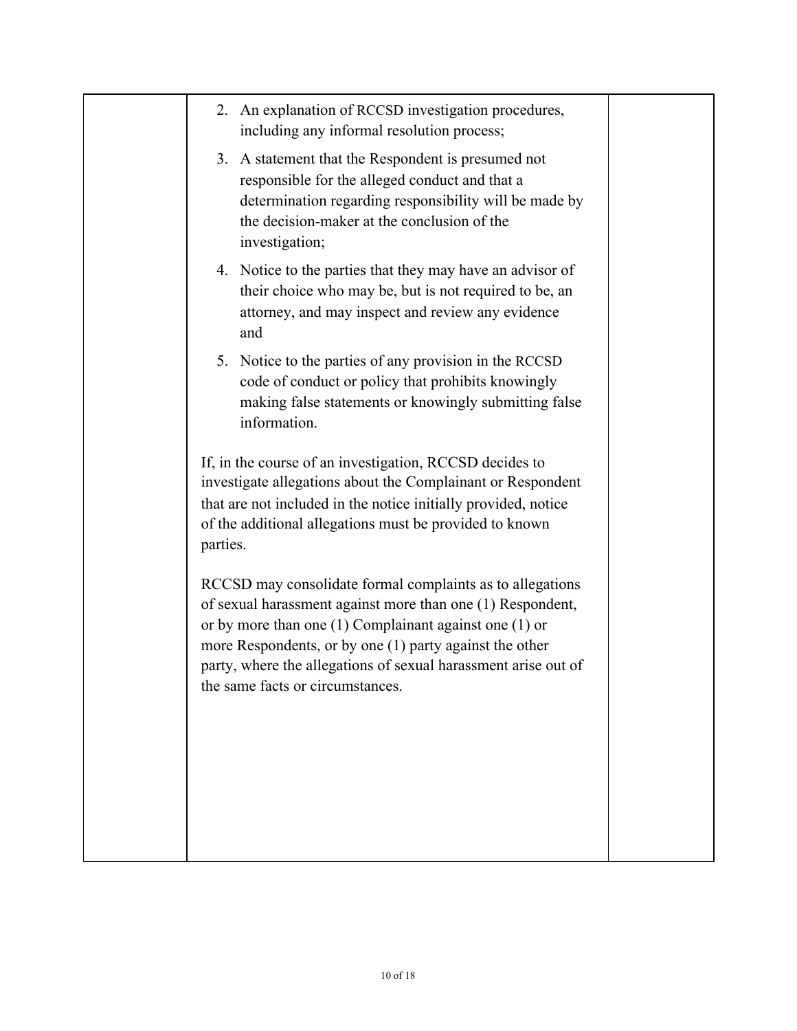| | | |
|---|---|---|
| | 2. An explanation of RCCSD investigation procedures, including any informal resolution process;<br><br>3. A statement that the Respondent is presumed not responsible for the alleged conduct and that a determination regarding responsibility will be made by the decision-maker at the conclusion of the investigation;<br><br>4. Notice to the parties that they may have an advisor of their choice who may be, but is not required to be, an attorney, and may inspect and review any evidence and<br><br>5. Notice to the parties of any provision in the RCCSD code of conduct or policy that prohibits knowingly making false statements or knowingly submitting false information.<br><br>If, in the course of an investigation, RCCSD decides to investigate allegations about the Complainant or Respondent that are not included in the notice initially provided, notice of the additional allegations must be provided to known parties.<br><br>RCCSD may consolidate formal complaints as to allegations of sexual harassment against more than one (1) Respondent, or by more than one (1) Complainant against one (1) or more Respondents, or by one (1) party against the other party, where the allegations of sexual harassment arise out of the same facts or circumstances. | |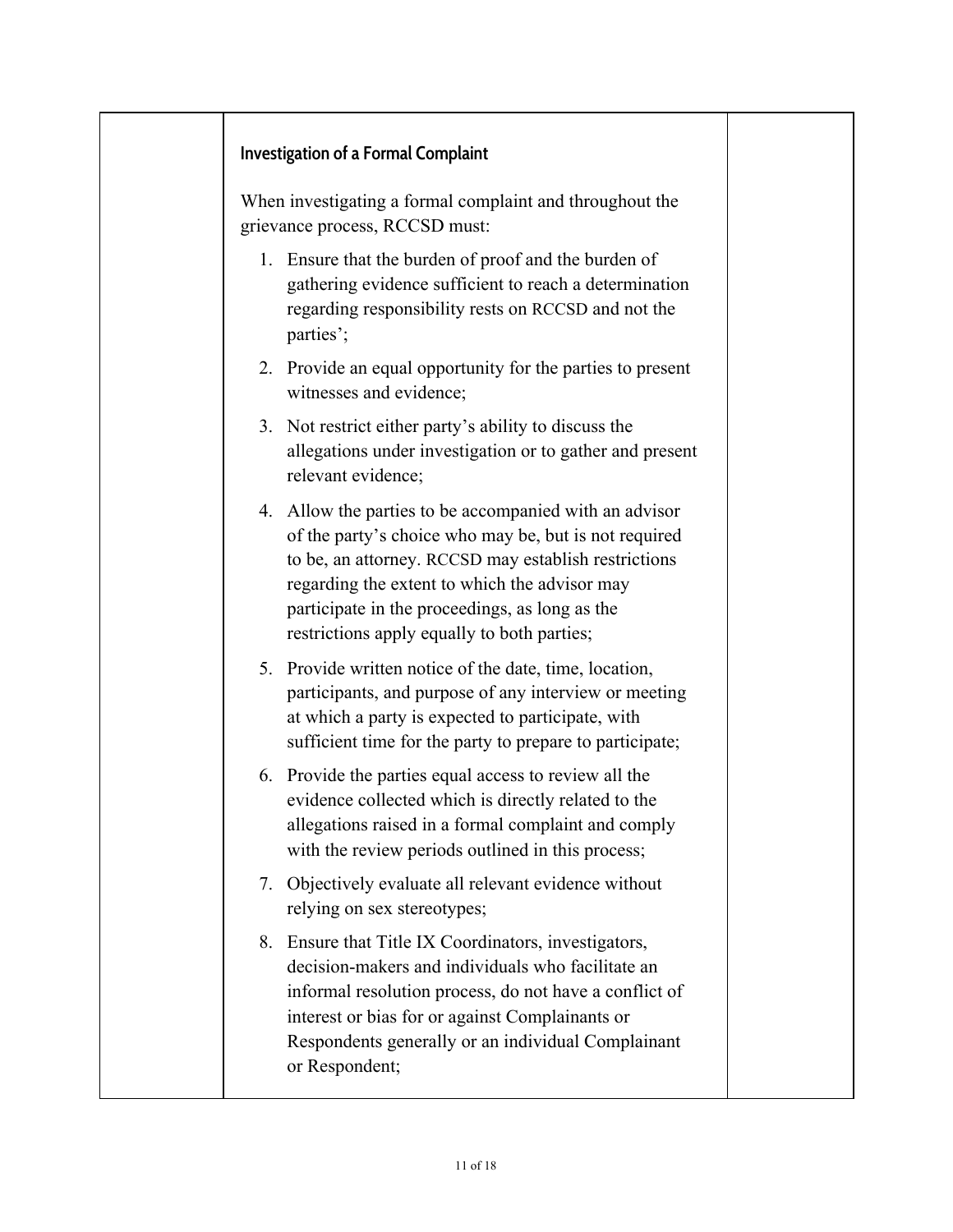### Investigation of a Formal Complaint

When investigating a formal complaint and throughout the grievance process, RCCSD must:

1. Ensure that the burden of proof and the burden of gathering evidence sufficient to reach a determination regarding responsibility rests on RCCSD and not the parties';
2. Provide an equal opportunity for the parties to present witnesses and evidence;
3. Not restrict either party's ability to discuss the allegations under investigation or to gather and present relevant evidence;
4. Allow the parties to be accompanied with an advisor of the party's choice who may be, but is not required to be, an attorney. RCCSD may establish restrictions regarding the extent to which the advisor may participate in the proceedings, as long as the restrictions apply equally to both parties;
5. Provide written notice of the date, time, location, participants, and purpose of any interview or meeting at which a party is expected to participate, with sufficient time for the party to prepare to participate;
6. Provide the parties equal access to review all the evidence collected which is directly related to the allegations raised in a formal complaint and comply with the review periods outlined in this process;
7. Objectively evaluate all relevant evidence without relying on sex stereotypes;
8. Ensure that Title IX Coordinators, investigators, decision-makers and individuals who facilitate an informal resolution process, do not have a conflict of interest or bias for or against Complainants or Respondents generally or an individual Complainant or Respondent;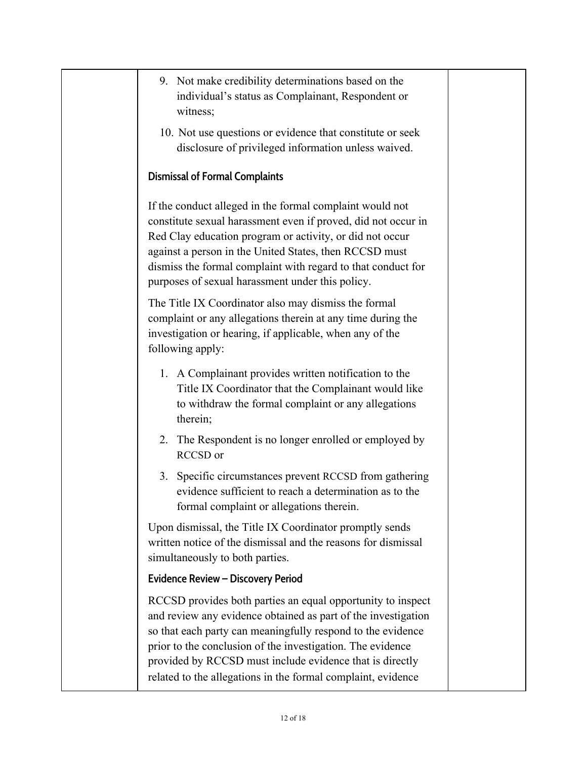9. Not make credibility determinations based on the individual's status as Complainant, Respondent or witness;
10. Not use questions or evidence that constitute or seek disclosure of privileged information unless waived.

### Dismissal of Formal Complaints

If the conduct alleged in the formal complaint would not constitute sexual harassment even if proved, did not occur in Red Clay education program or activity, or did not occur against a person in the United States, then RCCSD must dismiss the formal complaint with regard to that conduct for purposes of sexual harassment under this policy.

The Title IX Coordinator also may dismiss the formal complaint or any allegations therein at any time during the investigation or hearing, if applicable, when any of the following apply:

1. A Complainant provides written notification to the Title IX Coordinator that the Complainant would like to withdraw the formal complaint or any allegations therein;
2. The Respondent is no longer enrolled or employed by RCCSD or
3. Specific circumstances prevent RCCSD from gathering evidence sufficient to reach a determination as to the formal complaint or allegations therein.

Upon dismissal, the Title IX Coordinator promptly sends written notice of the dismissal and the reasons for dismissal simultaneously to both parties.

### Evidence Review – Discovery Period

RCCSD provides both parties an equal opportunity to inspect and review any evidence obtained as part of the investigation so that each party can meaningfully respond to the evidence prior to the conclusion of the investigation. The evidence provided by RCCSD must include evidence that is directly related to the allegations in the formal complaint, evidence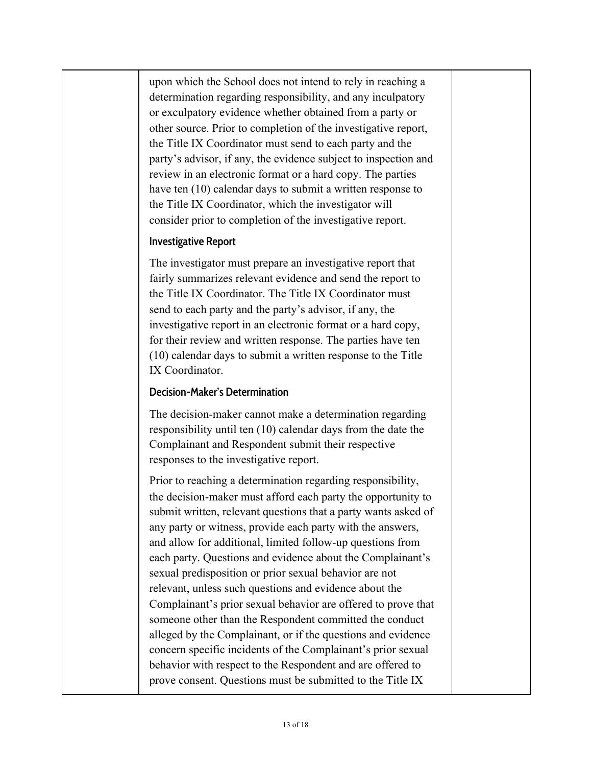upon which the School does not intend to rely in reaching a determination regarding responsibility, and any inculpatory or exculpatory evidence whether obtained from a party or other source. Prior to completion of the investigative report, the Title IX Coordinator must send to each party and the party's advisor, if any, the evidence subject to inspection and review in an electronic format or a hard copy. The parties have ten (10) calendar days to submit a written response to the Title IX Coordinator, which the investigator will consider prior to completion of the investigative report.

#### Investigative Report

The investigator must prepare an investigative report that fairly summarizes relevant evidence and send the report to the Title IX Coordinator. The Title IX Coordinator must send to each party and the party's advisor, if any, the investigative report in an electronic format or a hard copy, for their review and written response. The parties have ten (10) calendar days to submit a written response to the Title IX Coordinator.

#### Decision-Maker's Determination

The decision-maker cannot make a determination regarding responsibility until ten (10) calendar days from the date the Complainant and Respondent submit their respective responses to the investigative report.

Prior to reaching a determination regarding responsibility, the decision-maker must afford each party the opportunity to submit written, relevant questions that a party wants asked of any party or witness, provide each party with the answers, and allow for additional, limited follow-up questions from each party. Questions and evidence about the Complainant's sexual predisposition or prior sexual behavior are not relevant, unless such questions and evidence about the Complainant's prior sexual behavior are offered to prove that someone other than the Respondent committed the conduct alleged by the Complainant, or if the questions and evidence concern specific incidents of the Complainant's prior sexual behavior with respect to the Respondent and are offered to prove consent. Questions must be submitted to the Title IX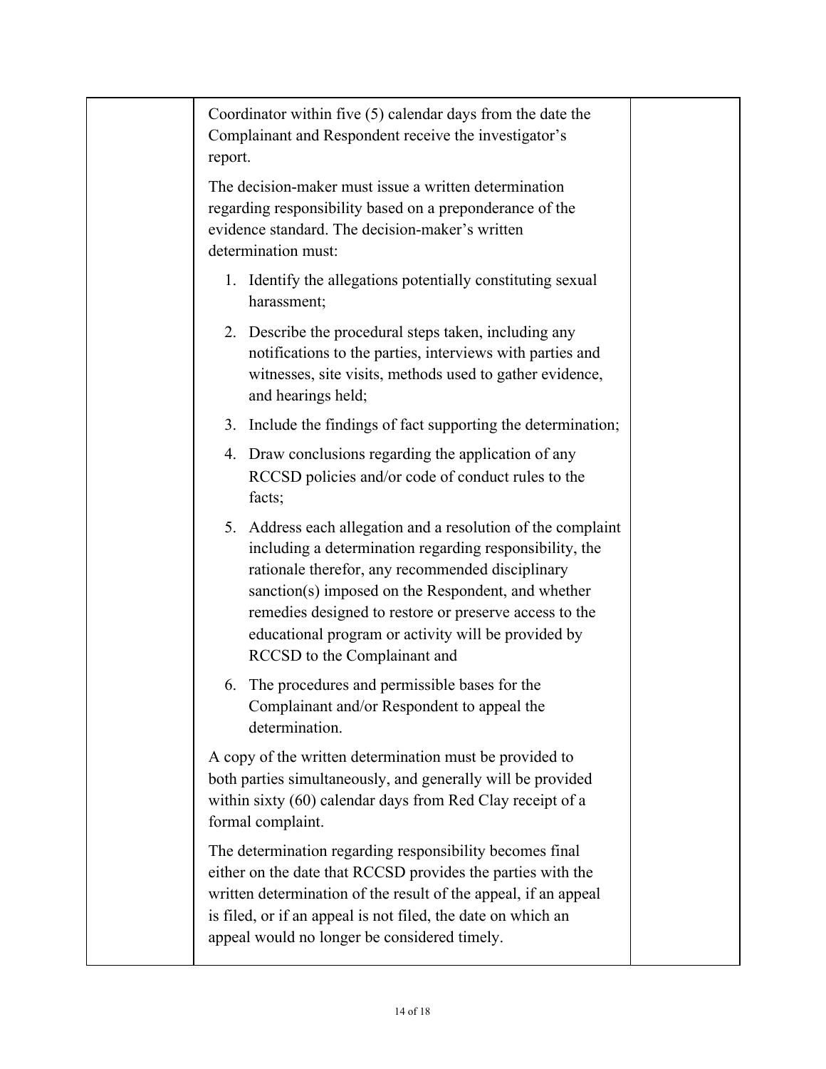| | | |
|---|---|---|
| | Coordinator within five (5) calendar days from the date the Complainant and Respondent receive the investigator's report.<br><br>The decision-maker must issue a written determination regarding responsibility based on a preponderance of the evidence standard. The decision-maker's written determination must:<br><br>1. Identify the allegations potentially constituting sexual harassment;<br>2. Describe the procedural steps taken, including any notifications to the parties, interviews with parties and witnesses, site visits, methods used to gather evidence, and hearings held;<br>3. Include the findings of fact supporting the determination;<br>4. Draw conclusions regarding the application of any RCCSD policies and/or code of conduct rules to the facts;<br>5. Address each allegation and a resolution of the complaint including a determination regarding responsibility, the rationale therefor, any recommended disciplinary sanction(s) imposed on the Respondent, and whether remedies designed to restore or preserve access to the educational program or activity will be provided by RCCSD to the Complainant and<br>6. The procedures and permissible bases for the Complainant and/or Respondent to appeal the determination.<br><br>A copy of the written determination must be provided to both parties simultaneously, and generally will be provided within sixty (60) calendar days from Red Clay receipt of a formal complaint.<br><br>The determination regarding responsibility becomes final either on the date that RCCSD provides the parties with the written determination of the result of the appeal, if an appeal is filed, or if an appeal is not filed, the date on which an appeal would no longer be considered timely. | |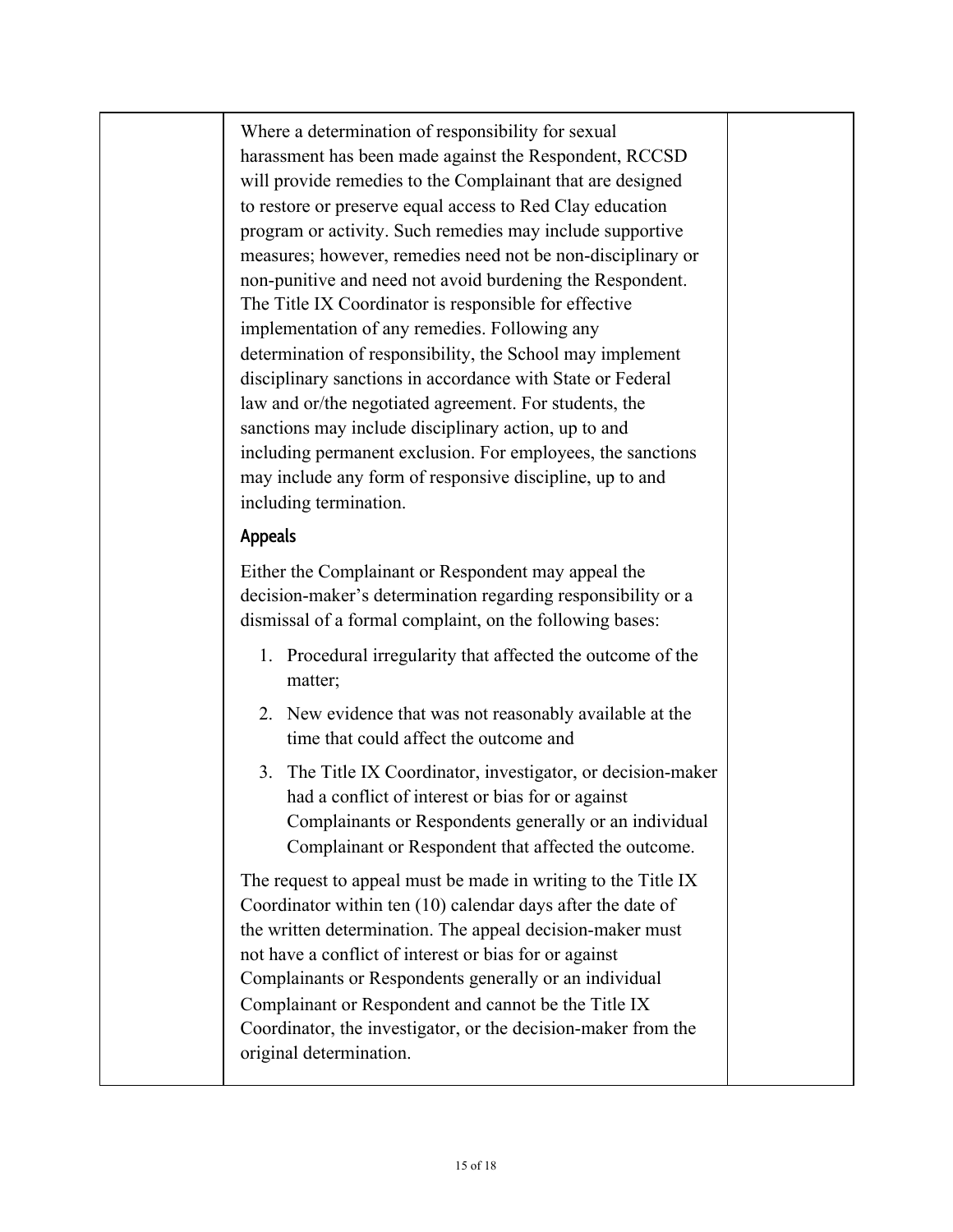Where a determination of responsibility for sexual harassment has been made against the Respondent, RCCSD will provide remedies to the Complainant that are designed to restore or preserve equal access to Red Clay education program or activity. Such remedies may include supportive measures; however, remedies need not be non-disciplinary or non-punitive and need not avoid burdening the Respondent. The Title IX Coordinator is responsible for effective implementation of any remedies. Following any determination of responsibility, the School may implement disciplinary sanctions in accordance with State or Federal law and or/the negotiated agreement. For students, the sanctions may include disciplinary action, up to and including permanent exclusion. For employees, the sanctions may include any form of responsive discipline, up to and including termination.

### Appeals

Either the Complainant or Respondent may appeal the decision-maker's determination regarding responsibility or a dismissal of a formal complaint, on the following bases:

1. Procedural irregularity that affected the outcome of the matter;
2. New evidence that was not reasonably available at the time that could affect the outcome and
3. The Title IX Coordinator, investigator, or decision-maker had a conflict of interest or bias for or against Complainants or Respondents generally or an individual Complainant or Respondent that affected the outcome.

The request to appeal must be made in writing to the Title IX Coordinator within ten (10) calendar days after the date of the written determination. The appeal decision-maker must not have a conflict of interest or bias for or against Complainants or Respondents generally or an individual Complainant or Respondent and cannot be the Title IX Coordinator, the investigator, or the decision-maker from the original determination.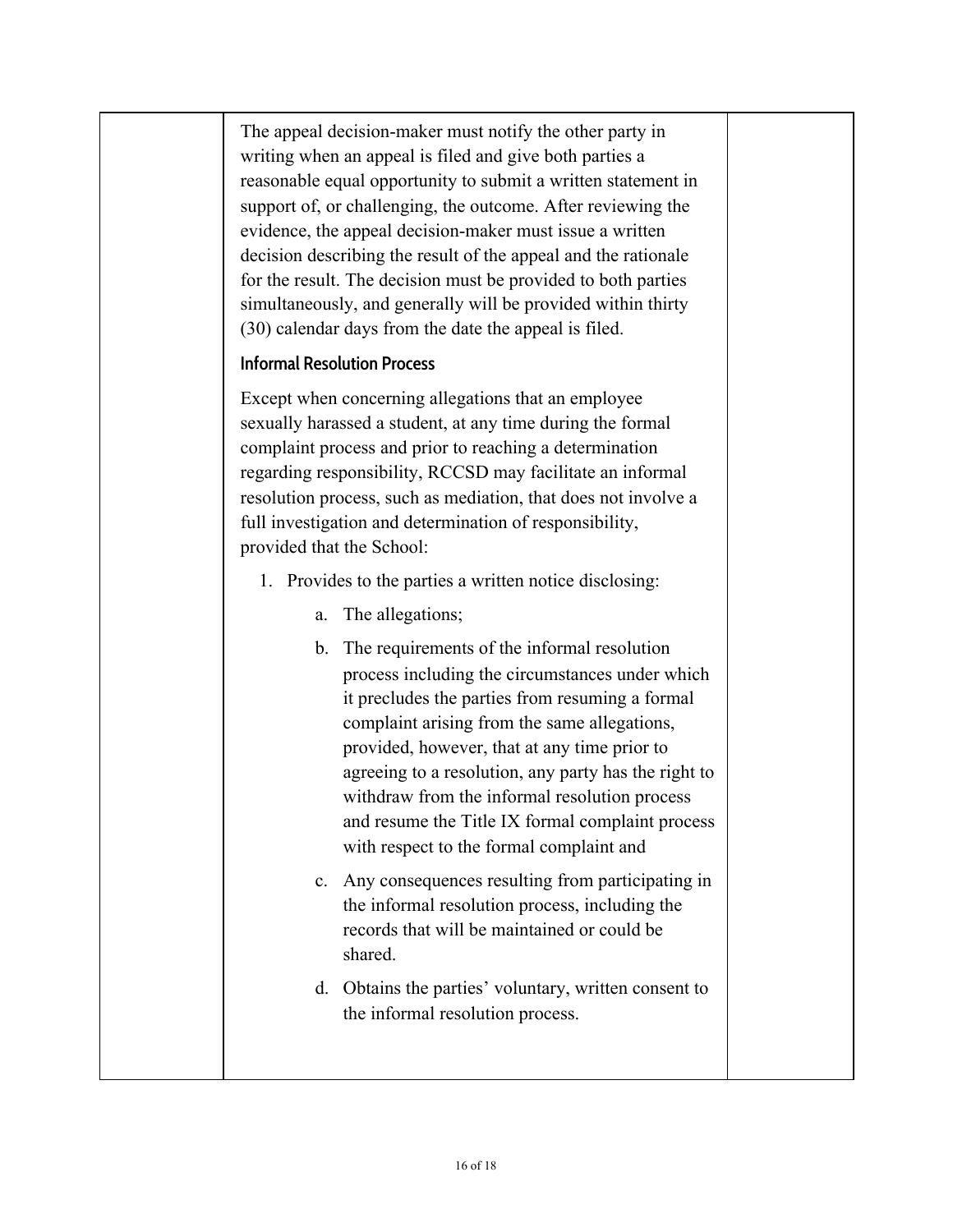The appeal decision-maker must notify the other party in writing when an appeal is filed and give both parties a reasonable equal opportunity to submit a written statement in support of, or challenging, the outcome. After reviewing the evidence, the appeal decision-maker must issue a written decision describing the result of the appeal and the rationale for the result. The decision must be provided to both parties simultaneously, and generally will be provided within thirty (30) calendar days from the date the appeal is filed.

#### Informal Resolution Process

Except when concerning allegations that an employee sexually harassed a student, at any time during the formal complaint process and prior to reaching a determination regarding responsibility, RCCSD may facilitate an informal resolution process, such as mediation, that does not involve a full investigation and determination of responsibility, provided that the School:

1. Provides to the parties a written notice disclosing:
    a. The allegations;
    b. The requirements of the informal resolution process including the circumstances under which it precludes the parties from resuming a formal complaint arising from the same allegations, provided, however, that at any time prior to agreeing to a resolution, any party has the right to withdraw from the informal resolution process and resume the Title IX formal complaint process with respect to the formal complaint and
    c. Any consequences resulting from participating in the informal resolution process, including the records that will be maintained or could be shared.
    d. Obtains the parties' voluntary, written consent to the informal resolution process.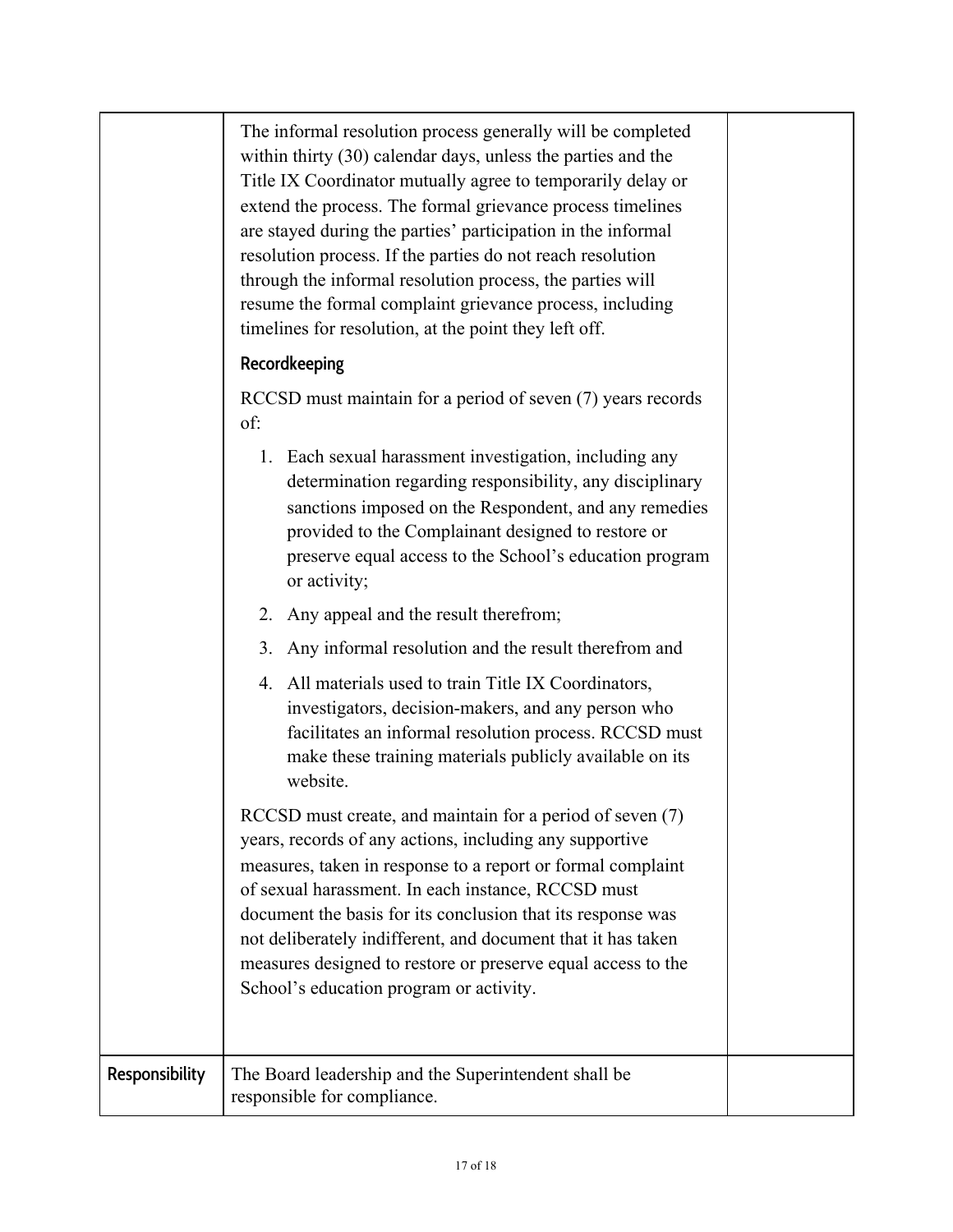| | | |
|---|---|---|
| | The informal resolution process generally will be completed within thirty (30) calendar days, unless the parties and the Title IX Coordinator mutually agree to temporarily delay or extend the process. The formal grievance process timelines are stayed during the parties' participation in the informal resolution process. If the parties do not reach resolution through the informal resolution process, the parties will resume the formal complaint grievance process, including timelines for resolution, at the point they left off.<br><br>**Recordkeeping**<br><br>RCCSD must maintain for a period of seven (7) years records of:<br><br>1. Each sexual harassment investigation, including any determination regarding responsibility, any disciplinary sanctions imposed on the Respondent, and any remedies provided to the Complainant designed to restore or preserve equal access to the School's education program or activity;<br>2. Any appeal and the result therefrom;<br>3. Any informal resolution and the result therefrom and<br>4. All materials used to train Title IX Coordinators, investigators, decision-makers, and any person who facilitates an informal resolution process. RCCSD must make these training materials publicly available on its website.<br><br>RCCSD must create, and maintain for a period of seven (7) years, records of any actions, including any supportive measures, taken in response to a report or formal complaint of sexual harassment. In each instance, RCCSD must document the basis for its conclusion that its response was not deliberately indifferent, and document that it has taken measures designed to restore or preserve equal access to the School's education program or activity. | |
| **Responsibility** | The Board leadership and the Superintendent shall be responsible for compliance. | |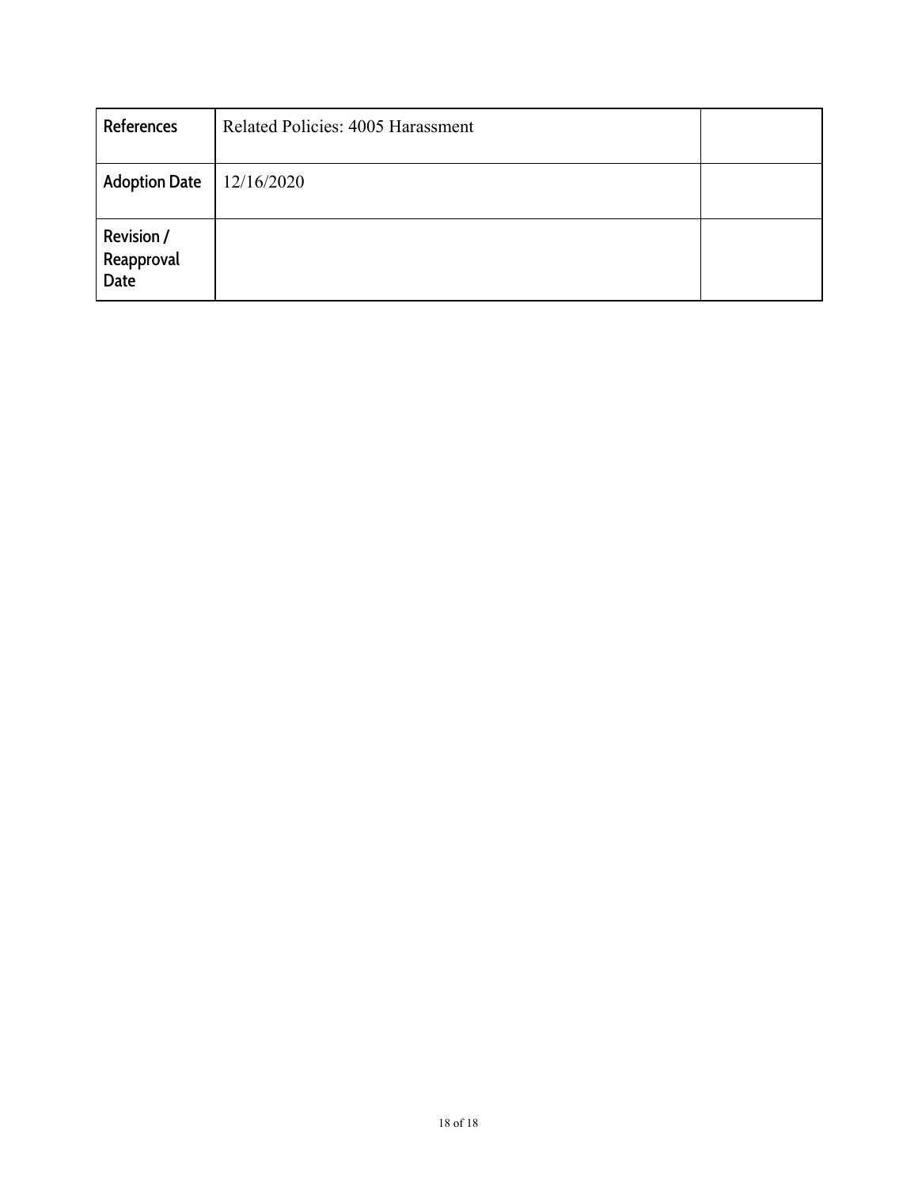| | | |
|---|---|---|
| **References** | Related Policies: 4005 Harassment | |
| **Adoption Date** | 12/16/2020 | |
| **Revision / Reapproval Date** | | |